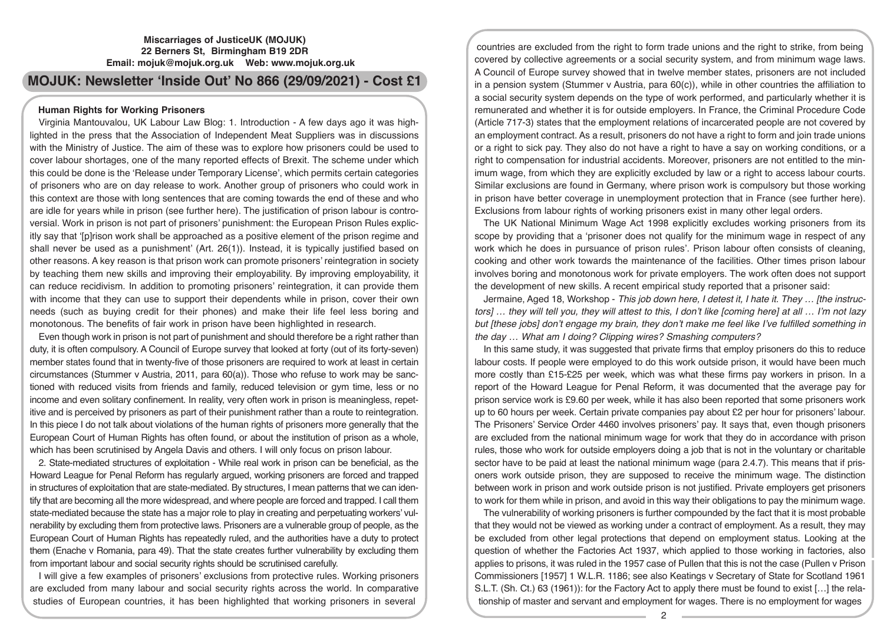**Miscarriages of JusticeUK (MOJUK)**
**22 Berners St, Birmingham B19 2DR**
**Email: mojuk@mojuk.org.uk Web: www.mojuk.org.uk**

# MOJUK: Newsletter 'Inside Out' No 866 (29/09/2021) - Cost £1

## Human Rights for Working Prisoners

Virginia Mantouvalou, UK Labour Law Blog: 1. Introduction - A few days ago it was highlighted in the press that the Association of Independent Meat Suppliers was in discussions with the Ministry of Justice. The aim of these was to explore how prisoners could be used to cover labour shortages, one of the many reported effects of Brexit. The scheme under which this could be done is the 'Release under Temporary License', which permits certain categories of prisoners who are on day release to work. Another group of prisoners who could work in this context are those with long sentences that are coming towards the end of these and who are idle for years while in prison (see further here). The justification of prison labour is controversial. Work in prison is not part of prisoners' punishment: the European Prison Rules explicitly say that '[p]rison work shall be approached as a positive element of the prison regime and shall never be used as a punishment' (Art. 26(1)). Instead, it is typically justified based on other reasons. A key reason is that prison work can promote prisoners' reintegration in society by teaching them new skills and improving their employability. By improving employability, it can reduce recidivism. In addition to promoting prisoners' reintegration, it can provide them with income that they can use to support their dependents while in prison, cover their own needs (such as buying credit for their phones) and make their life feel less boring and monotonous. The benefits of fair work in prison have been highlighted in research.

Even though work in prison is not part of punishment and should therefore be a right rather than duty, it is often compulsory. A Council of Europe survey that looked at forty (out of its forty-seven) member states found that in twenty-five of those prisoners are required to work at least in certain circumstances (Stummer v Austria, 2011, para 60(a)). Those who refuse to work may be sanctioned with reduced visits from friends and family, reduced television or gym time, less or no income and even solitary confinement. In reality, very often work in prison is meaningless, repetitive and is perceived by prisoners as part of their punishment rather than a route to reintegration. In this piece I do not talk about violations of the human rights of prisoners more generally that the European Court of Human Rights has often found, or about the institution of prison as a whole, which has been scrutinised by Angela Davis and others. I will only focus on prison labour.

2. State-mediated structures of exploitation - While real work in prison can be beneficial, as the Howard League for Penal Reform has regularly argued, working prisoners are forced and trapped in structures of exploitation that are state-mediated. By structures, I mean patterns that we can identify that are becoming all the more widespread, and where people are forced and trapped. I call them state-mediated because the state has a major role to play in creating and perpetuating workers' vulnerability by excluding them from protective laws. Prisoners are a vulnerable group of people, as the European Court of Human Rights has repeatedly ruled, and the authorities have a duty to protect them (Enache v Romania, para 49). That the state creates further vulnerability by excluding them from important labour and social security rights should be scrutinised carefully.

I will give a few examples of prisoners' exclusions from protective rules. Working prisoners are excluded from many labour and social security rights across the world. In comparative studies of European countries, it has been highlighted that working prisoners in several countries are excluded from the right to form trade unions and the right to strike, from being covered by collective agreements or a social security system, and from minimum wage laws. A Council of Europe survey showed that in twelve member states, prisoners are not included in a pension system (Stummer v Austria, para 60(c)), while in other countries the affiliation to a social security system depends on the type of work performed, and particularly whether it is remunerated and whether it is for outside employers. In France, the Criminal Procedure Code (Article 717-3) states that the employment relations of incarcerated people are not covered by an employment contract. As a result, prisoners do not have a right to form and join trade unions or a right to sick pay. They also do not have a right to have a say on working conditions, or a right to compensation for industrial accidents. Moreover, prisoners are not entitled to the minimum wage, from which they are explicitly excluded by law or a right to access labour courts. Similar exclusions are found in Germany, where prison work is compulsory but those working in prison have better coverage in unemployment protection that in France (see further here). Exclusions from labour rights of working prisoners exist in many other legal orders.

The UK National Minimum Wage Act 1998 explicitly excludes working prisoners from its scope by providing that a 'prisoner does not qualify for the minimum wage in respect of any work which he does in pursuance of prison rules'. Prison labour often consists of cleaning, cooking and other work towards the maintenance of the facilities. Other times prison labour involves boring and monotonous work for private employers. The work often does not support the development of new skills. A recent empirical study reported that a prisoner said:

Jermaine, Aged 18, Workshop - *This job down here, I detest it, I hate it. They … [the instructors] … they will tell you, they will attest to this, I don't like [coming here] at all … I'm not lazy but [these jobs] don't engage my brain, they don't make me feel like I've fulfilled something in the day … What am I doing? Clipping wires? Smashing computers?*

In this same study, it was suggested that private firms that employ prisoners do this to reduce labour costs. If people were employed to do this work outside prison, it would have been much more costly than £15-£25 per week, which was what these firms pay workers in prison. In a report of the Howard League for Penal Reform, it was documented that the average pay for prison service work is £9.60 per week, while it has also been reported that some prisoners work up to 60 hours per week. Certain private companies pay about £2 per hour for prisoners' labour. The Prisoners' Service Order 4460 involves prisoners' pay. It says that, even though prisoners are excluded from the national minimum wage for work that they do in accordance with prison rules, those who work for outside employers doing a job that is not in the voluntary or charitable sector have to be paid at least the national minimum wage (para 2.4.7). This means that if prisoners work outside prison, they are supposed to receive the minimum wage. The distinction between work in prison and work outside prison is not justified. Private employers get prisoners to work for them while in prison, and avoid in this way their obligations to pay the minimum wage.

The vulnerability of working prisoners is further compounded by the fact that it is most probable that they would not be viewed as working under a contract of employment. As a result, they may be excluded from other legal protections that depend on employment status. Looking at the question of whether the Factories Act 1937, which applied to those working in factories, also applies to prisons, it was ruled in the 1957 case of Pullen that this is not the case (Pullen v Prison Commissioners [1957] 1 W.L.R. 1186; see also Keatings v Secretary of State for Scotland 1961 S.L.T. (Sh. Ct.) 63 (1961)): for the Factory Act to apply there must be found to exist […] the relationship of master and servant and employment for wages. There is no employment for wages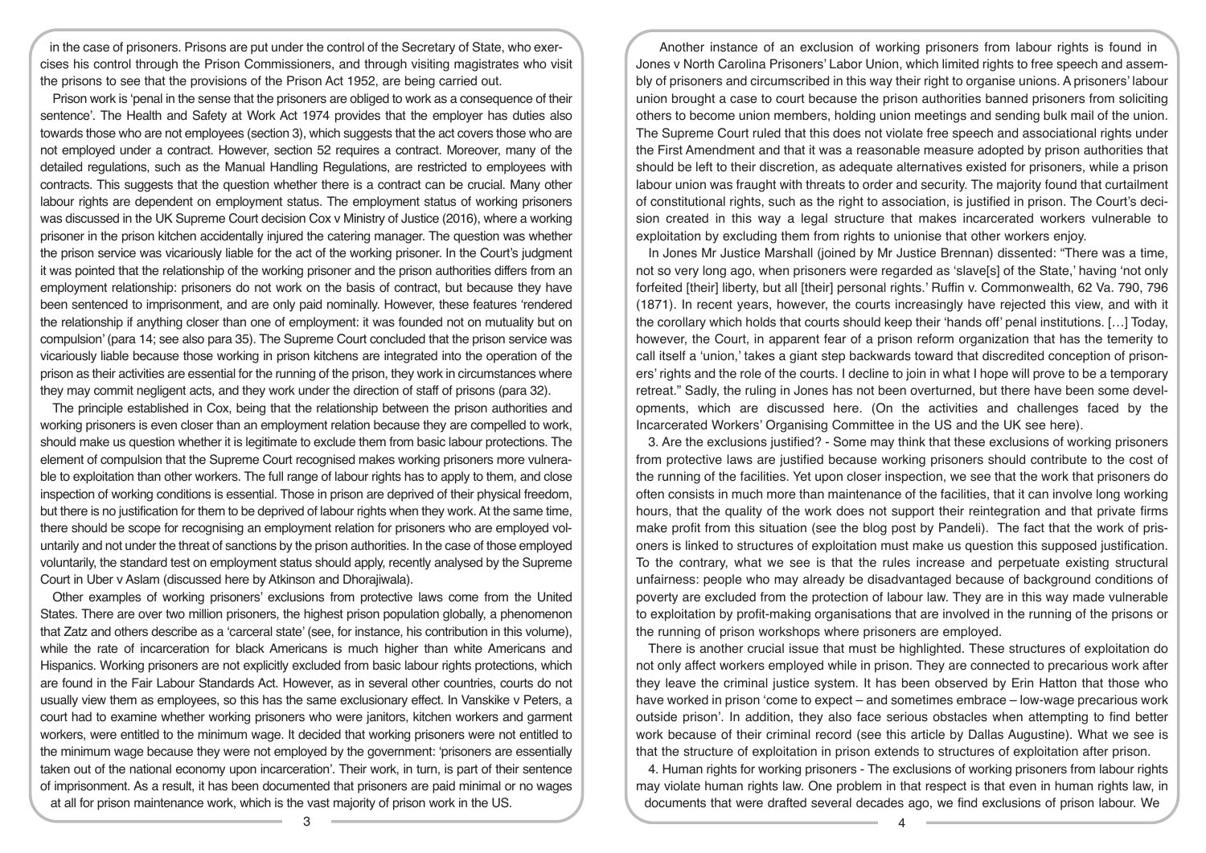in the case of prisoners. Prisons are put under the control of the Secretary of State, who exercises his control through the Prison Commissioners, and through visiting magistrates who visit the prisons to see that the provisions of the Prison Act 1952, are being carried out.

Prison work is 'penal in the sense that the prisoners are obliged to work as a consequence of their sentence'. The Health and Safety at Work Act 1974 provides that the employer has duties also towards those who are not employees (section 3), which suggests that the act covers those who are not employed under a contract. However, section 52 requires a contract. Moreover, many of the detailed regulations, such as the Manual Handling Regulations, are restricted to employees with contracts. This suggests that the question whether there is a contract can be crucial. Many other labour rights are dependent on employment status. The employment status of working prisoners was discussed in the UK Supreme Court decision Cox v Ministry of Justice (2016), where a working prisoner in the prison kitchen accidentally injured the catering manager. The question was whether the prison service was vicariously liable for the act of the working prisoner. In the Court's judgment it was pointed that the relationship of the working prisoner and the prison authorities differs from an employment relationship: prisoners do not work on the basis of contract, but because they have been sentenced to imprisonment, and are only paid nominally. However, these features 'rendered the relationship if anything closer than one of employment: it was founded not on mutuality but on compulsion' (para 14; see also para 35). The Supreme Court concluded that the prison service was vicariously liable because those working in prison kitchens are integrated into the operation of the prison as their activities are essential for the running of the prison, they work in circumstances where they may commit negligent acts, and they work under the direction of staff of prisons (para 32).

The principle established in Cox, being that the relationship between the prison authorities and working prisoners is even closer than an employment relation because they are compelled to work, should make us question whether it is legitimate to exclude them from basic labour protections. The element of compulsion that the Supreme Court recognised makes working prisoners more vulnerable to exploitation than other workers. The full range of labour rights has to apply to them, and close inspection of working conditions is essential. Those in prison are deprived of their physical freedom, but there is no justification for them to be deprived of labour rights when they work. At the same time, there should be scope for recognising an employment relation for prisoners who are employed voluntarily and not under the threat of sanctions by the prison authorities. In the case of those employed voluntarily, the standard test on employment status should apply, recently analysed by the Supreme Court in Uber v Aslam (discussed here by Atkinson and Dhorajiwala).

Other examples of working prisoners' exclusions from protective laws come from the United States. There are over two million prisoners, the highest prison population globally, a phenomenon that Zatz and others describe as a 'carceral state' (see, for instance, his contribution in this volume), while the rate of incarceration for black Americans is much higher than white Americans and Hispanics. Working prisoners are not explicitly excluded from basic labour rights protections, which are found in the Fair Labour Standards Act. However, as in several other countries, courts do not usually view them as employees, so this has the same exclusionary effect. In Vanskike v Peters, a court had to examine whether working prisoners who were janitors, kitchen workers and garment workers, were entitled to the minimum wage. It decided that working prisoners were not entitled to the minimum wage because they were not employed by the government: 'prisoners are essentially taken out of the national economy upon incarceration'. Their work, in turn, is part of their sentence of imprisonment. As a result, it has been documented that prisoners are paid minimal or no wages at all for prison maintenance work, which is the vast majority of prison work in the US.

Another instance of an exclusion of working prisoners from labour rights is found in Jones v North Carolina Prisoners' Labor Union, which limited rights to free speech and assembly of prisoners and circumscribed in this way their right to organise unions. A prisoners' labour union brought a case to court because the prison authorities banned prisoners from soliciting others to become union members, holding union meetings and sending bulk mail of the union. The Supreme Court ruled that this does not violate free speech and associational rights under the First Amendment and that it was a reasonable measure adopted by prison authorities that should be left to their discretion, as adequate alternatives existed for prisoners, while a prison labour union was fraught with threats to order and security. The majority found that curtailment of constitutional rights, such as the right to association, is justified in prison. The Court's decision created in this way a legal structure that makes incarcerated workers vulnerable to exploitation by excluding them from rights to unionise that other workers enjoy.

In Jones Mr Justice Marshall (joined by Mr Justice Brennan) dissented: "There was a time, not so very long ago, when prisoners were regarded as 'slave[s] of the State,' having 'not only forfeited [their] liberty, but all [their] personal rights.' Ruffin v. Commonwealth, 62 Va. 790, 796 (1871). In recent years, however, the courts increasingly have rejected this view, and with it the corollary which holds that courts should keep their 'hands off' penal institutions. […] Today, however, the Court, in apparent fear of a prison reform organization that has the temerity to call itself a 'union,' takes a giant step backwards toward that discredited conception of prisoners' rights and the role of the courts. I decline to join in what I hope will prove to be a temporary retreat." Sadly, the ruling in Jones has not been overturned, but there have been some developments, which are discussed here. (On the activities and challenges faced by the Incarcerated Workers' Organising Committee in the US and the UK see here).

3. Are the exclusions justified? - Some may think that these exclusions of working prisoners from protective laws are justified because working prisoners should contribute to the cost of the running of the facilities. Yet upon closer inspection, we see that the work that prisoners do often consists in much more than maintenance of the facilities, that it can involve long working hours, that the quality of the work does not support their reintegration and that private firms make profit from this situation (see the blog post by Pandeli). The fact that the work of prisoners is linked to structures of exploitation must make us question this supposed justification. To the contrary, what we see is that the rules increase and perpetuate existing structural unfairness: people who may already be disadvantaged because of background conditions of poverty are excluded from the protection of labour law. They are in this way made vulnerable to exploitation by profit-making organisations that are involved in the running of the prisons or the running of prison workshops where prisoners are employed.

There is another crucial issue that must be highlighted. These structures of exploitation do not only affect workers employed while in prison. They are connected to precarious work after they leave the criminal justice system. It has been observed by Erin Hatton that those who have worked in prison 'come to expect – and sometimes embrace – low-wage precarious work outside prison'. In addition, they also face serious obstacles when attempting to find better work because of their criminal record (see this article by Dallas Augustine). What we see is that the structure of exploitation in prison extends to structures of exploitation after prison.

4. Human rights for working prisoners - The exclusions of working prisoners from labour rights may violate human rights law. One problem in that respect is that even in human rights law, in documents that were drafted several decades ago, we find exclusions of prison labour. We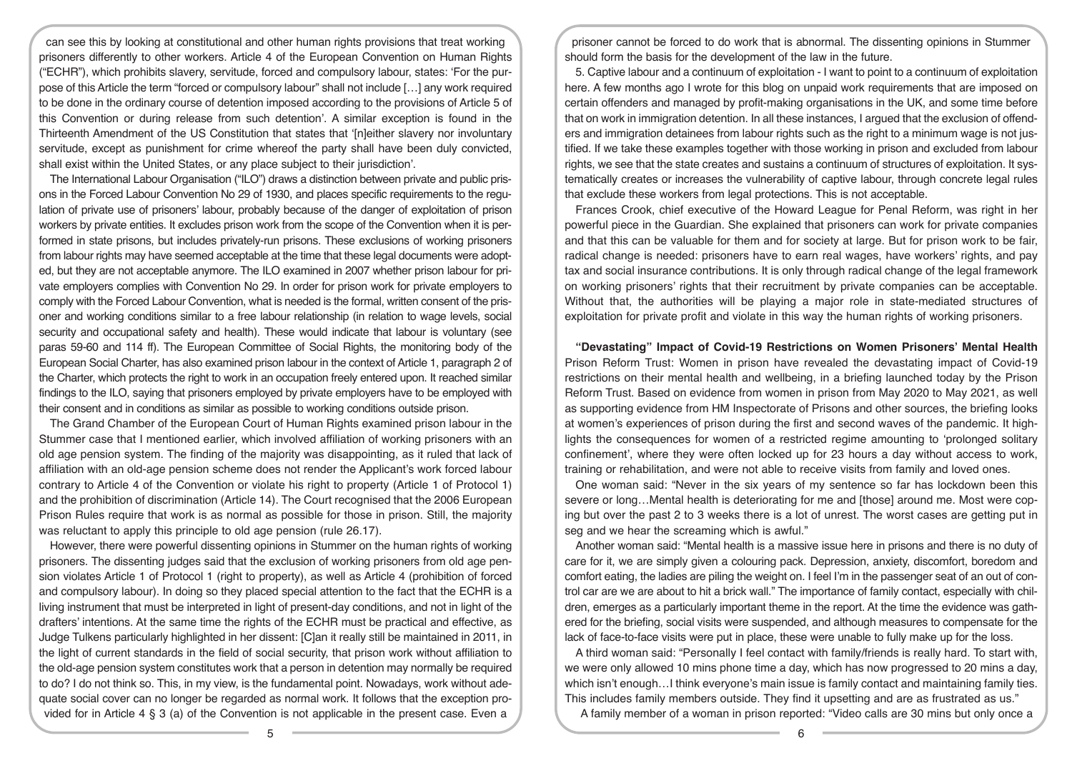can see this by looking at constitutional and other human rights provisions that treat working prisoners differently to other workers. Article 4 of the European Convention on Human Rights ("ECHR"), which prohibits slavery, servitude, forced and compulsory labour, states: 'For the purpose of this Article the term "forced or compulsory labour" shall not include […] any work required to be done in the ordinary course of detention imposed according to the provisions of Article 5 of this Convention or during release from such detention'. A similar exception is found in the Thirteenth Amendment of the US Constitution that states that '[n]either slavery nor involuntary servitude, except as punishment for crime whereof the party shall have been duly convicted, shall exist within the United States, or any place subject to their jurisdiction'.

The International Labour Organisation ("ILO") draws a distinction between private and public prisons in the Forced Labour Convention No 29 of 1930, and places specific requirements to the regulation of private use of prisoners' labour, probably because of the danger of exploitation of prison workers by private entities. It excludes prison work from the scope of the Convention when it is performed in state prisons, but includes privately-run prisons. These exclusions of working prisoners from labour rights may have seemed acceptable at the time that these legal documents were adopted, but they are not acceptable anymore. The ILO examined in 2007 whether prison labour for private employers complies with Convention No 29. In order for prison work for private employers to comply with the Forced Labour Convention, what is needed is the formal, written consent of the prisoner and working conditions similar to a free labour relationship (in relation to wage levels, social security and occupational safety and health). These would indicate that labour is voluntary (see paras 59-60 and 114 ff). The European Committee of Social Rights, the monitoring body of the European Social Charter, has also examined prison labour in the context of Article 1, paragraph 2 of the Charter, which protects the right to work in an occupation freely entered upon. It reached similar findings to the ILO, saying that prisoners employed by private employers have to be employed with their consent and in conditions as similar as possible to working conditions outside prison.

The Grand Chamber of the European Court of Human Rights examined prison labour in the Stummer case that I mentioned earlier, which involved affiliation of working prisoners with an old age pension system. The finding of the majority was disappointing, as it ruled that lack of affiliation with an old-age pension scheme does not render the Applicant's work forced labour contrary to Article 4 of the Convention or violate his right to property (Article 1 of Protocol 1) and the prohibition of discrimination (Article 14). The Court recognised that the 2006 European Prison Rules require that work is as normal as possible for those in prison. Still, the majority was reluctant to apply this principle to old age pension (rule 26.17).

However, there were powerful dissenting opinions in Stummer on the human rights of working prisoners. The dissenting judges said that the exclusion of working prisoners from old age pension violates Article 1 of Protocol 1 (right to property), as well as Article 4 (prohibition of forced and compulsory labour). In doing so they placed special attention to the fact that the ECHR is a living instrument that must be interpreted in light of present-day conditions, and not in light of the drafters' intentions. At the same time the rights of the ECHR must be practical and effective, as Judge Tulkens particularly highlighted in her dissent: [C]an it really still be maintained in 2011, in the light of current standards in the field of social security, that prison work without affiliation to the old-age pension system constitutes work that a person in detention may normally be required to do? I do not think so. This, in my view, is the fundamental point. Nowadays, work without adequate social cover can no longer be regarded as normal work. It follows that the exception provided for in Article 4 § 3 (a) of the Convention is not applicable in the present case. Even a prisoner cannot be forced to do work that is abnormal. The dissenting opinions in Stummer should form the basis for the development of the law in the future.

5. Captive labour and a continuum of exploitation - I want to point to a continuum of exploitation here. A few months ago I wrote for this blog on unpaid work requirements that are imposed on certain offenders and managed by profit-making organisations in the UK, and some time before that on work in immigration detention. In all these instances, I argued that the exclusion of offenders and immigration detainees from labour rights such as the right to a minimum wage is not justified. If we take these examples together with those working in prison and excluded from labour rights, we see that the state creates and sustains a continuum of structures of exploitation. It systematically creates or increases the vulnerability of captive labour, through concrete legal rules that exclude these workers from legal protections. This is not acceptable.

Frances Crook, chief executive of the Howard League for Penal Reform, was right in her powerful piece in the Guardian. She explained that prisoners can work for private companies and that this can be valuable for them and for society at large. But for prison work to be fair, radical change is needed: prisoners have to earn real wages, have workers' rights, and pay tax and social insurance contributions. It is only through radical change of the legal framework on working prisoners' rights that their recruitment by private companies can be acceptable. Without that, the authorities will be playing a major role in state-mediated structures of exploitation for private profit and violate in this way the human rights of working prisoners.

**"Devastating" Impact of Covid-19 Restrictions on Women Prisoners' Mental Health**

Prison Reform Trust: Women in prison have revealed the devastating impact of Covid-19 restrictions on their mental health and wellbeing, in a briefing launched today by the Prison Reform Trust. Based on evidence from women in prison from May 2020 to May 2021, as well as supporting evidence from HM Inspectorate of Prisons and other sources, the briefing looks at women's experiences of prison during the first and second waves of the pandemic. It highlights the consequences for women of a restricted regime amounting to 'prolonged solitary confinement', where they were often locked up for 23 hours a day without access to work, training or rehabilitation, and were not able to receive visits from family and loved ones.

One woman said: "Never in the six years of my sentence so far has lockdown been this severe or long…Mental health is deteriorating for me and [those] around me. Most were coping but over the past 2 to 3 weeks there is a lot of unrest. The worst cases are getting put in seg and we hear the screaming which is awful."

Another woman said: "Mental health is a massive issue here in prisons and there is no duty of care for it, we are simply given a colouring pack. Depression, anxiety, discomfort, boredom and comfort eating, the ladies are piling the weight on. I feel I'm in the passenger seat of an out of control car are we are about to hit a brick wall." The importance of family contact, especially with children, emerges as a particularly important theme in the report. At the time the evidence was gathered for the briefing, social visits were suspended, and although measures to compensate for the lack of face-to-face visits were put in place, these were unable to fully make up for the loss.

A third woman said: "Personally I feel contact with family/friends is really hard. To start with, we were only allowed 10 mins phone time a day, which has now progressed to 20 mins a day, which isn't enough…I think everyone's main issue is family contact and maintaining family ties. This includes family members outside. They find it upsetting and are as frustrated as us."

A family member of a woman in prison reported: "Video calls are 30 mins but only once a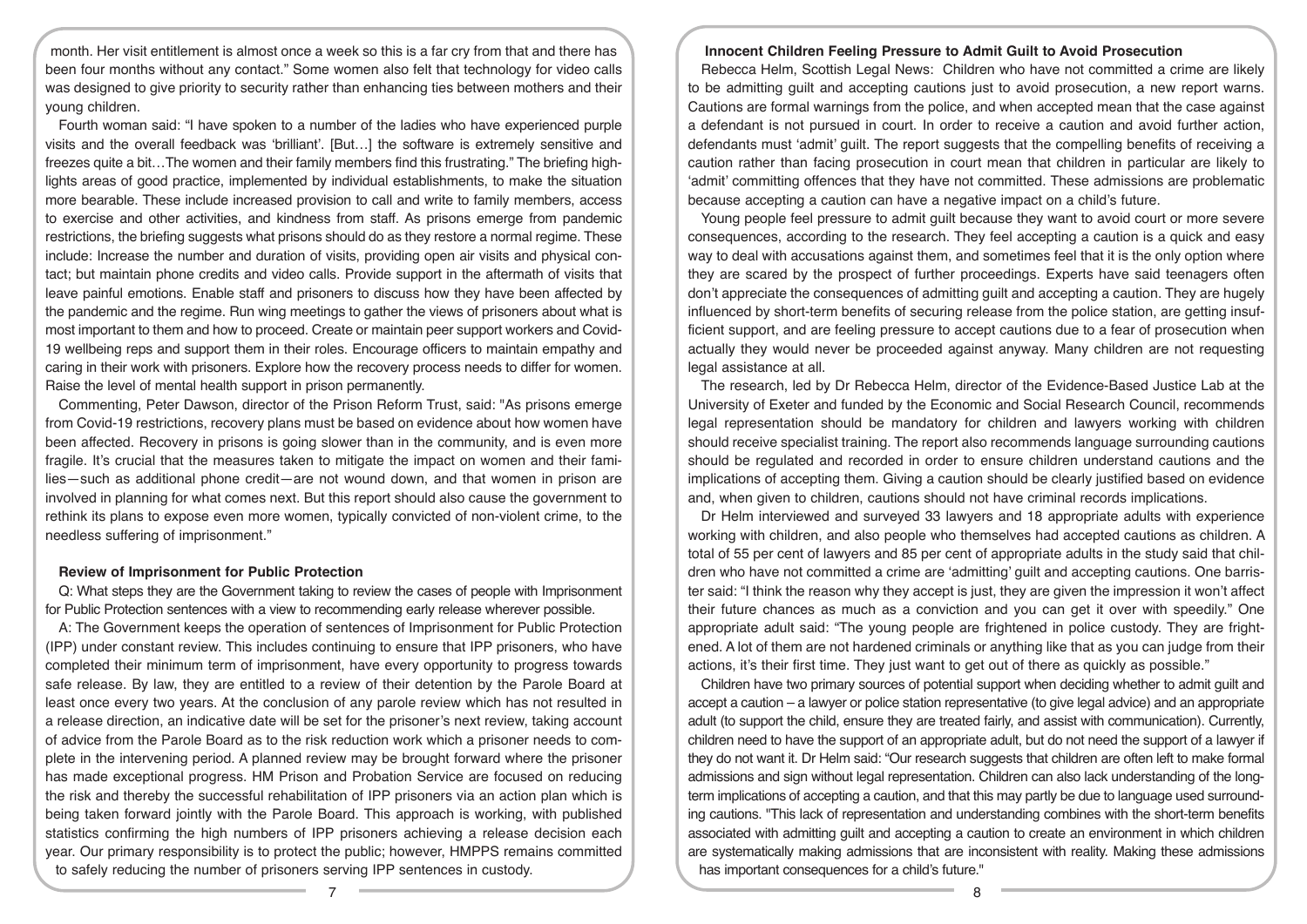month. Her visit entitlement is almost once a week so this is a far cry from that and there has been four months without any contact." Some women also felt that technology for video calls was designed to give priority to security rather than enhancing ties between mothers and their young children.

Fourth woman said: "I have spoken to a number of the ladies who have experienced purple visits and the overall feedback was 'brilliant'. [But…] the software is extremely sensitive and freezes quite a bit…The women and their family members find this frustrating." The briefing highlights areas of good practice, implemented by individual establishments, to make the situation more bearable. These include increased provision to call and write to family members, access to exercise and other activities, and kindness from staff. As prisons emerge from pandemic restrictions, the briefing suggests what prisons should do as they restore a normal regime. These include: Increase the number and duration of visits, providing open air visits and physical contact; but maintain phone credits and video calls. Provide support in the aftermath of visits that leave painful emotions. Enable staff and prisoners to discuss how they have been affected by the pandemic and the regime. Run wing meetings to gather the views of prisoners about what is most important to them and how to proceed. Create or maintain peer support workers and Covid-19 wellbeing reps and support them in their roles. Encourage officers to maintain empathy and caring in their work with prisoners. Explore how the recovery process needs to differ for women. Raise the level of mental health support in prison permanently.

Commenting, Peter Dawson, director of the Prison Reform Trust, said: "As prisons emerge from Covid-19 restrictions, recovery plans must be based on evidence about how women have been affected. Recovery in prisons is going slower than in the community, and is even more fragile. It's crucial that the measures taken to mitigate the impact on women and their families—such as additional phone credit—are not wound down, and that women in prison are involved in planning for what comes next. But this report should also cause the government to rethink its plans to expose even more women, typically convicted of non-violent crime, to the needless suffering of imprisonment."

### Review of Imprisonment for Public Protection

Q: What steps they are the Government taking to review the cases of people with Imprisonment for Public Protection sentences with a view to recommending early release wherever possible.

A: The Government keeps the operation of sentences of Imprisonment for Public Protection (IPP) under constant review. This includes continuing to ensure that IPP prisoners, who have completed their minimum term of imprisonment, have every opportunity to progress towards safe release. By law, they are entitled to a review of their detention by the Parole Board at least once every two years. At the conclusion of any parole review which has not resulted in a release direction, an indicative date will be set for the prisoner's next review, taking account of advice from the Parole Board as to the risk reduction work which a prisoner needs to complete in the intervening period. A planned review may be brought forward where the prisoner has made exceptional progress. HM Prison and Probation Service are focused on reducing the risk and thereby the successful rehabilitation of IPP prisoners via an action plan which is being taken forward jointly with the Parole Board. This approach is working, with published statistics confirming the high numbers of IPP prisoners achieving a release decision each year. Our primary responsibility is to protect the public; however, HMPPS remains committed to safely reducing the number of prisoners serving IPP sentences in custody.

### Innocent Children Feeling Pressure to Admit Guilt to Avoid Prosecution

Rebecca Helm, Scottish Legal News: Children who have not committed a crime are likely to be admitting guilt and accepting cautions just to avoid prosecution, a new report warns. Cautions are formal warnings from the police, and when accepted mean that the case against a defendant is not pursued in court. In order to receive a caution and avoid further action, defendants must 'admit' guilt. The report suggests that the compelling benefits of receiving a caution rather than facing prosecution in court mean that children in particular are likely to 'admit' committing offences that they have not committed. These admissions are problematic because accepting a caution can have a negative impact on a child's future.

Young people feel pressure to admit guilt because they want to avoid court or more severe consequences, according to the research. They feel accepting a caution is a quick and easy way to deal with accusations against them, and sometimes feel that it is the only option where they are scared by the prospect of further proceedings. Experts have said teenagers often don't appreciate the consequences of admitting guilt and accepting a caution. They are hugely influenced by short-term benefits of securing release from the police station, are getting insufficient support, and are feeling pressure to accept cautions due to a fear of prosecution when actually they would never be proceeded against anyway. Many children are not requesting legal assistance at all.

The research, led by Dr Rebecca Helm, director of the Evidence-Based Justice Lab at the University of Exeter and funded by the Economic and Social Research Council, recommends legal representation should be mandatory for children and lawyers working with children should receive specialist training. The report also recommends language surrounding cautions should be regulated and recorded in order to ensure children understand cautions and the implications of accepting them. Giving a caution should be clearly justified based on evidence and, when given to children, cautions should not have criminal records implications.

Dr Helm interviewed and surveyed 33 lawyers and 18 appropriate adults with experience working with children, and also people who themselves had accepted cautions as children. A total of 55 per cent of lawyers and 85 per cent of appropriate adults in the study said that children who have not committed a crime are 'admitting' guilt and accepting cautions. One barrister said: "I think the reason why they accept is just, they are given the impression it won't affect their future chances as much as a conviction and you can get it over with speedily." One appropriate adult said: "The young people are frightened in police custody. They are frightened. A lot of them are not hardened criminals or anything like that as you can judge from their actions, it's their first time. They just want to get out of there as quickly as possible."

Children have two primary sources of potential support when deciding whether to admit guilt and accept a caution – a lawyer or police station representative (to give legal advice) and an appropriate adult (to support the child, ensure they are treated fairly, and assist with communication). Currently, children need to have the support of an appropriate adult, but do not need the support of a lawyer if they do not want it. Dr Helm said: "Our research suggests that children are often left to make formal admissions and sign without legal representation. Children can also lack understanding of the long-term implications of accepting a caution, and that this may partly be due to language used surrounding cautions. "This lack of representation and understanding combines with the short-term benefits associated with admitting guilt and accepting a caution to create an environment in which children are systematically making admissions that are inconsistent with reality. Making these admissions has important consequences for a child's future."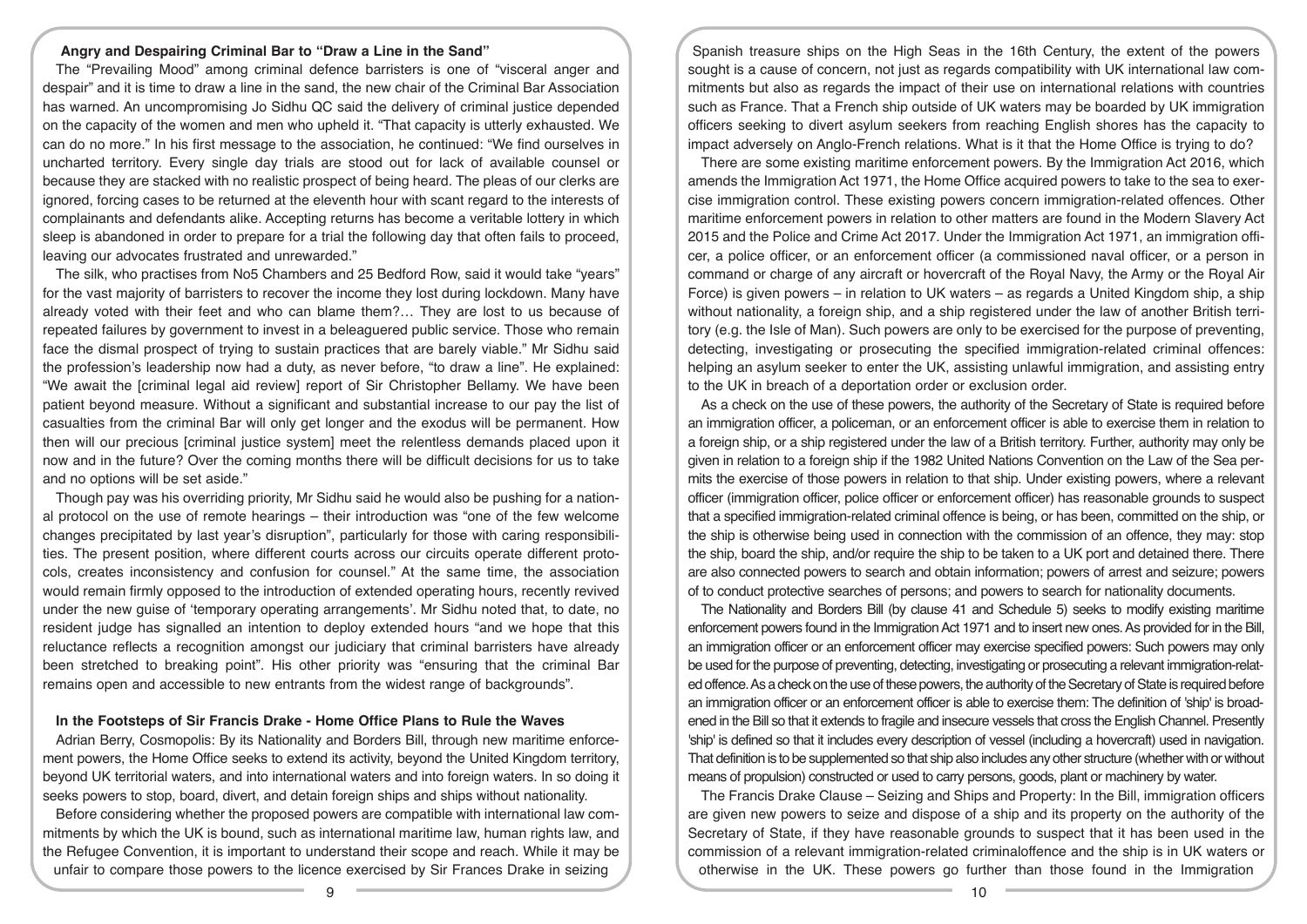## Angry and Despairing Criminal Bar to "Draw a Line in the Sand"

The "Prevailing Mood" among criminal defence barristers is one of "visceral anger and despair" and it is time to draw a line in the sand, the new chair of the Criminal Bar Association has warned. An uncompromising Jo Sidhu QC said the delivery of criminal justice depended on the capacity of the women and men who upheld it. "That capacity is utterly exhausted. We can do no more." In his first message to the association, he continued: "We find ourselves in uncharted territory. Every single day trials are stood out for lack of available counsel or because they are stacked with no realistic prospect of being heard. The pleas of our clerks are ignored, forcing cases to be returned at the eleventh hour with scant regard to the interests of complainants and defendants alike. Accepting returns has become a veritable lottery in which sleep is abandoned in order to prepare for a trial the following day that often fails to proceed, leaving our advocates frustrated and unrewarded."

The silk, who practises from No5 Chambers and 25 Bedford Row, said it would take "years" for the vast majority of barristers to recover the income they lost during lockdown. Many have already voted with their feet and who can blame them?… They are lost to us because of repeated failures by government to invest in a beleaguered public service. Those who remain face the dismal prospect of trying to sustain practices that are barely viable." Mr Sidhu said the profession's leadership now had a duty, as never before, "to draw a line". He explained: "We await the [criminal legal aid review] report of Sir Christopher Bellamy. We have been patient beyond measure. Without a significant and substantial increase to our pay the list of casualties from the criminal Bar will only get longer and the exodus will be permanent. How then will our precious [criminal justice system] meet the relentless demands placed upon it now and in the future? Over the coming months there will be difficult decisions for us to take and no options will be set aside."

Though pay was his overriding priority, Mr Sidhu said he would also be pushing for a national protocol on the use of remote hearings – their introduction was "one of the few welcome changes precipitated by last year's disruption", particularly for those with caring responsibilities. The present position, where different courts across our circuits operate different protocols, creates inconsistency and confusion for counsel." At the same time, the association would remain firmly opposed to the introduction of extended operating hours, recently revived under the new guise of 'temporary operating arrangements'. Mr Sidhu noted that, to date, no resident judge has signalled an intention to deploy extended hours "and we hope that this reluctance reflects a recognition amongst our judiciary that criminal barristers have already been stretched to breaking point". His other priority was "ensuring that the criminal Bar remains open and accessible to new entrants from the widest range of backgrounds".

## In the Footsteps of Sir Francis Drake - Home Office Plans to Rule the Waves

Adrian Berry, Cosmopolis: By its Nationality and Borders Bill, through new maritime enforcement powers, the Home Office seeks to extend its activity, beyond the United Kingdom territory, beyond UK territorial waters, and into international waters and into foreign waters. In so doing it seeks powers to stop, board, divert, and detain foreign ships and ships without nationality.

Before considering whether the proposed powers are compatible with international law commitments by which the UK is bound, such as international maritime law, human rights law, and the Refugee Convention, it is important to understand their scope and reach. While it may be unfair to compare those powers to the licence exercised by Sir Frances Drake in seizing Spanish treasure ships on the High Seas in the 16th Century, the extent of the powers sought is a cause of concern, not just as regards compatibility with UK international law commitments but also as regards the impact of their use on international relations with countries such as France. That a French ship outside of UK waters may be boarded by UK immigration officers seeking to divert asylum seekers from reaching English shores has the capacity to impact adversely on Anglo-French relations. What is it that the Home Office is trying to do?

There are some existing maritime enforcement powers. By the Immigration Act 2016, which amends the Immigration Act 1971, the Home Office acquired powers to take to the sea to exercise immigration control. These existing powers concern immigration-related offences. Other maritime enforcement powers in relation to other matters are found in the Modern Slavery Act 2015 and the Police and Crime Act 2017. Under the Immigration Act 1971, an immigration officer, a police officer, or an enforcement officer (a commissioned naval officer, or a person in command or charge of any aircraft or hovercraft of the Royal Navy, the Army or the Royal Air Force) is given powers – in relation to UK waters – as regards a United Kingdom ship, a ship without nationality, a foreign ship, and a ship registered under the law of another British territory (e.g. the Isle of Man). Such powers are only to be exercised for the purpose of preventing, detecting, investigating or prosecuting the specified immigration-related criminal offences: helping an asylum seeker to enter the UK, assisting unlawful immigration, and assisting entry to the UK in breach of a deportation order or exclusion order.

As a check on the use of these powers, the authority of the Secretary of State is required before an immigration officer, a policeman, or an enforcement officer is able to exercise them in relation to a foreign ship, or a ship registered under the law of a British territory. Further, authority may only be given in relation to a foreign ship if the 1982 United Nations Convention on the Law of the Sea permits the exercise of those powers in relation to that ship. Under existing powers, where a relevant officer (immigration officer, police officer or enforcement officer) has reasonable grounds to suspect that a specified immigration-related criminal offence is being, or has been, committed on the ship, or the ship is otherwise being used in connection with the commission of an offence, they may: stop the ship, board the ship, and/or require the ship to be taken to a UK port and detained there. There are also connected powers to search and obtain information; powers of arrest and seizure; powers of to conduct protective searches of persons; and powers to search for nationality documents.

The Nationality and Borders Bill (by clause 41 and Schedule 5) seeks to modify existing maritime enforcement powers found in the Immigration Act 1971 and to insert new ones. As provided for in the Bill, an immigration officer or an enforcement officer may exercise specified powers: Such powers may only be used for the purpose of preventing, detecting, investigating or prosecuting a relevant immigration-related offence. As a check on the use of these powers, the authority of the Secretary of State is required before an immigration officer or an enforcement officer is able to exercise them: The definition of 'ship' is broadened in the Bill so that it extends to fragile and insecure vessels that cross the English Channel. Presently 'ship' is defined so that it includes every description of vessel (including a hovercraft) used in navigation. That definition is to be supplemented so that ship also includes any other structure (whether with or without means of propulsion) constructed or used to carry persons, goods, plant or machinery by water.

The Francis Drake Clause – Seizing and Ships and Property: In the Bill, immigration officers are given new powers to seize and dispose of a ship and its property on the authority of the Secretary of State, if they have reasonable grounds to suspect that it has been used in the commission of a relevant immigration-related criminaloffence and the ship is in UK waters or otherwise in the UK. These powers go further than those found in the Immigration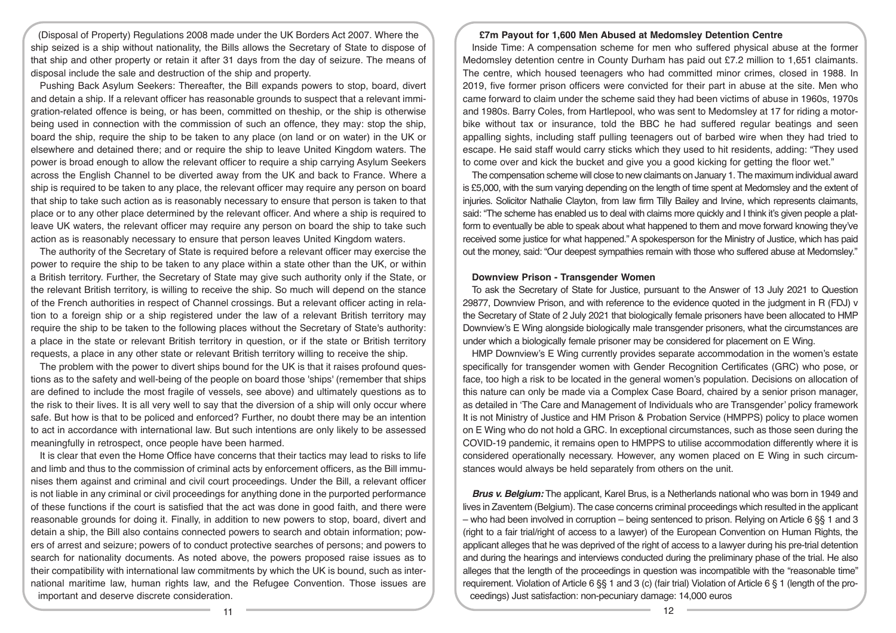(Disposal of Property) Regulations 2008 made under the UK Borders Act 2007. Where the ship seized is a ship without nationality, the Bills allows the Secretary of State to dispose of that ship and other property or retain it after 31 days from the day of seizure. The means of disposal include the sale and destruction of the ship and property.

Pushing Back Asylum Seekers: Thereafter, the Bill expands powers to stop, board, divert and detain a ship. If a relevant officer has reasonable grounds to suspect that a relevant immigration-related offence is being, or has been, committed on theship, or the ship is otherwise being used in connection with the commission of such an offence, they may: stop the ship, board the ship, require the ship to be taken to any place (on land or on water) in the UK or elsewhere and detained there; and or require the ship to leave United Kingdom waters. The power is broad enough to allow the relevant officer to require a ship carrying Asylum Seekers across the English Channel to be diverted away from the UK and back to France. Where a ship is required to be taken to any place, the relevant officer may require any person on board that ship to take such action as is reasonably necessary to ensure that person is taken to that place or to any other place determined by the relevant officer. And where a ship is required to leave UK waters, the relevant officer may require any person on board the ship to take such action as is reasonably necessary to ensure that person leaves United Kingdom waters.

The authority of the Secretary of State is required before a relevant officer may exercise the power to require the ship to be taken to any place within a state other than the UK, or within a British territory. Further, the Secretary of State may give such authority only if the State, or the relevant British territory, is willing to receive the ship. So much will depend on the stance of the French authorities in respect of Channel crossings. But a relevant officer acting in relation to a foreign ship or a ship registered under the law of a relevant British territory may require the ship to be taken to the following places without the Secretary of State's authority: a place in the state or relevant British territory in question, or if the state or British territory requests, a place in any other state or relevant British territory willing to receive the ship.

The problem with the power to divert ships bound for the UK is that it raises profound questions as to the safety and well-being of the people on board those 'ships' (remember that ships are defined to include the most fragile of vessels, see above) and ultimately questions as to the risk to their lives. It is all very well to say that the diversion of a ship will only occur where safe. But how is that to be policed and enforced? Further, no doubt there may be an intention to act in accordance with international law. But such intentions are only likely to be assessed meaningfully in retrospect, once people have been harmed.

It is clear that even the Home Office have concerns that their tactics may lead to risks to life and limb and thus to the commission of criminal acts by enforcement officers, as the Bill immunises them against and criminal and civil court proceedings. Under the Bill, a relevant officer is not liable in any criminal or civil proceedings for anything done in the purported performance of these functions if the court is satisfied that the act was done in good faith, and there were reasonable grounds for doing it. Finally, in addition to new powers to stop, board, divert and detain a ship, the Bill also contains connected powers to search and obtain information; powers of arrest and seizure; powers of to conduct protective searches of persons; and powers to search for nationality documents. As noted above, the powers proposed raise issues as to their compatibility with international law commitments by which the UK is bound, such as international maritime law, human rights law, and the Refugee Convention. Those issues are important and deserve discrete consideration.

### £7m Payout for 1,600 Men Abused at Medomsley Detention Centre

Inside Time: A compensation scheme for men who suffered physical abuse at the former Medomsley detention centre in County Durham has paid out £7.2 million to 1,651 claimants. The centre, which housed teenagers who had committed minor crimes, closed in 1988. In 2019, five former prison officers were convicted for their part in abuse at the site. Men who came forward to claim under the scheme said they had been victims of abuse in 1960s, 1970s and 1980s. Barry Coles, from Hartlepool, who was sent to Medomsley at 17 for riding a motorbike without tax or insurance, told the BBC he had suffered regular beatings and seen appalling sights, including staff pulling teenagers out of barbed wire when they had tried to escape. He said staff would carry sticks which they used to hit residents, adding: "They used to come over and kick the bucket and give you a good kicking for getting the floor wet."

The compensation scheme will close to new claimants on January 1. The maximum individual award is £5,000, with the sum varying depending on the length of time spent at Medomsley and the extent of injuries. Solicitor Nathalie Clayton, from law firm Tilly Bailey and Irvine, which represents claimants, said: "The scheme has enabled us to deal with claims more quickly and I think it's given people a platform to eventually be able to speak about what happened to them and move forward knowing they've received some justice for what happened." A spokesperson for the Ministry of Justice, which has paid out the money, said: "Our deepest sympathies remain with those who suffered abuse at Medomsley."

### Downview Prison - Transgender Women

To ask the Secretary of State for Justice, pursuant to the Answer of 13 July 2021 to Question 29877, Downview Prison, and with reference to the evidence quoted in the judgment in R (FDJ) v the Secretary of State of 2 July 2021 that biologically female prisoners have been allocated to HMP Downview's E Wing alongside biologically male transgender prisoners, what the circumstances are under which a biologically female prisoner may be considered for placement on E Wing.

HMP Downview's E Wing currently provides separate accommodation in the women's estate specifically for transgender women with Gender Recognition Certificates (GRC) who pose, or face, too high a risk to be located in the general women's population. Decisions on allocation of this nature can only be made via a Complex Case Board, chaired by a senior prison manager, as detailed in 'The Care and Management of Individuals who are Transgender' policy framework It is not Ministry of Justice and HM Prison & Probation Service (HMPPS) policy to place women on E Wing who do not hold a GRC. In exceptional circumstances, such as those seen during the COVID-19 pandemic, it remains open to HMPPS to utilise accommodation differently where it is considered operationally necessary. However, any women placed on E Wing in such circumstances would always be held separately from others on the unit.

***Brus v. Belgium:*** The applicant, Karel Brus, is a Netherlands national who was born in 1949 and lives in Zaventem (Belgium). The case concerns criminal proceedings which resulted in the applicant – who had been involved in corruption – being sentenced to prison. Relying on Article 6 §§ 1 and 3 (right to a fair trial/right of access to a lawyer) of the European Convention on Human Rights, the applicant alleges that he was deprived of the right of access to a lawyer during his pre-trial detention and during the hearings and interviews conducted during the preliminary phase of the trial. He also alleges that the length of the proceedings in question was incompatible with the "reasonable time" requirement. Violation of Article 6 §§ 1 and 3 (c) (fair trial) Violation of Article 6 § 1 (length of the proceedings) Just satisfaction: non-pecuniary damage: 14,000 euros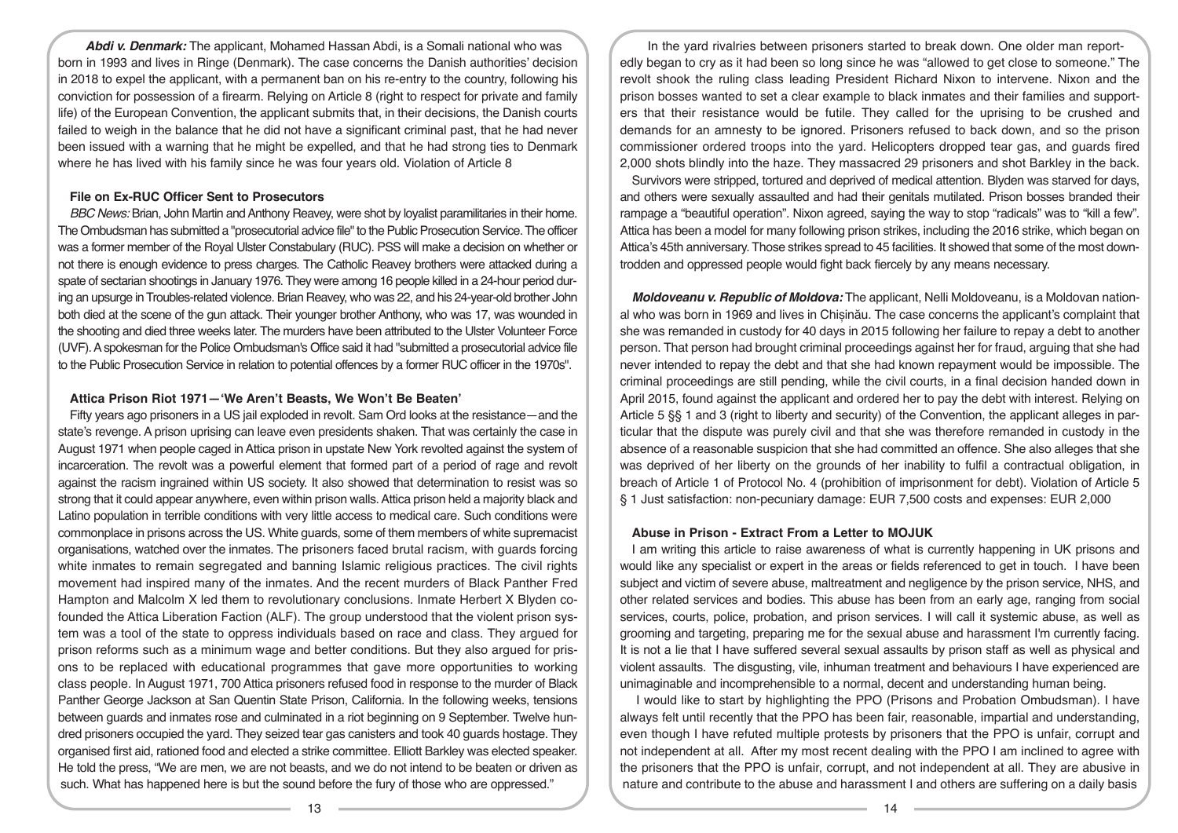***Abdi v. Denmark:*** The applicant, Mohamed Hassan Abdi, is a Somali national who was born in 1993 and lives in Ringe (Denmark). The case concerns the Danish authorities' decision in 2018 to expel the applicant, with a permanent ban on his re-entry to the country, following his conviction for possession of a firearm. Relying on Article 8 (right to respect for private and family life) of the European Convention, the applicant submits that, in their decisions, the Danish courts failed to weigh in the balance that he did not have a significant criminal past, that he had never been issued with a warning that he might be expelled, and that he had strong ties to Denmark where he has lived with his family since he was four years old. Violation of Article 8

### File on Ex-RUC Officer Sent to Prosecutors

*BBC News:* Brian, John Martin and Anthony Reavey, were shot by loyalist paramilitaries in their home. The Ombudsman has submitted a "prosecutorial advice file" to the Public Prosecution Service. The officer was a former member of the Royal Ulster Constabulary (RUC). PSS will make a decision on whether or not there is enough evidence to press charges. The Catholic Reavey brothers were attacked during a spate of sectarian shootings in January 1976. They were among 16 people killed in a 24-hour period during an upsurge in Troubles-related violence. Brian Reavey, who was 22, and his 24-year-old brother John both died at the scene of the gun attack. Their younger brother Anthony, who was 17, was wounded in the shooting and died three weeks later. The murders have been attributed to the Ulster Volunteer Force (UVF). A spokesman for the Police Ombudsman's Office said it had "submitted a prosecutorial advice file to the Public Prosecution Service in relation to potential offences by a former RUC officer in the 1970s".

### Attica Prison Riot 1971—'We Aren't Beasts, We Won't Be Beaten'

Fifty years ago prisoners in a US jail exploded in revolt. Sam Ord looks at the resistance—and the state's revenge. A prison uprising can leave even presidents shaken. That was certainly the case in August 1971 when people caged in Attica prison in upstate New York revolted against the system of incarceration. The revolt was a powerful element that formed part of a period of rage and revolt against the racism ingrained within US society. It also showed that determination to resist was so strong that it could appear anywhere, even within prison walls. Attica prison held a majority black and Latino population in terrible conditions with very little access to medical care. Such conditions were commonplace in prisons across the US. White guards, some of them members of white supremacist organisations, watched over the inmates. The prisoners faced brutal racism, with guards forcing white inmates to remain segregated and banning Islamic religious practices. The civil rights movement had inspired many of the inmates. And the recent murders of Black Panther Fred Hampton and Malcolm X led them to revolutionary conclusions. Inmate Herbert X Blyden co-founded the Attica Liberation Faction (ALF). The group understood that the violent prison system was a tool of the state to oppress individuals based on race and class. They argued for prison reforms such as a minimum wage and better conditions. But they also argued for prisons to be replaced with educational programmes that gave more opportunities to working class people. In August 1971, 700 Attica prisoners refused food in response to the murder of Black Panther George Jackson at San Quentin State Prison, California. In the following weeks, tensions between guards and inmates rose and culminated in a riot beginning on 9 September. Twelve hundred prisoners occupied the yard. They seized tear gas canisters and took 40 guards hostage. They organised first aid, rationed food and elected a strike committee. Elliott Barkley was elected speaker. He told the press, "We are men, we are not beasts, and we do not intend to be beaten or driven as such. What has happened here is but the sound before the fury of those who are oppressed."

In the yard rivalries between prisoners started to break down. One older man reportedly began to cry as it had been so long since he was "allowed to get close to someone." The revolt shook the ruling class leading President Richard Nixon to intervene. Nixon and the prison bosses wanted to set a clear example to black inmates and their families and supporters that their resistance would be futile. They called for the uprising to be crushed and demands for an amnesty to be ignored. Prisoners refused to back down, and so the prison commissioner ordered troops into the yard. Helicopters dropped tear gas, and guards fired 2,000 shots blindly into the haze. They massacred 29 prisoners and shot Barkley in the back. Survivors were stripped, tortured and deprived of medical attention. Blyden was starved for days, and others were sexually assaulted and had their genitals mutilated. Prison bosses branded their rampage a "beautiful operation". Nixon agreed, saying the way to stop "radicals" was to "kill a few". Attica has been a model for many following prison strikes, including the 2016 strike, which began on Attica's 45th anniversary. Those strikes spread to 45 facilities. It showed that some of the most downtrodden and oppressed people would fight back fiercely by any means necessary.

***Moldoveanu v. Republic of Moldova:*** The applicant, Nelli Moldoveanu, is a Moldovan national who was born in 1969 and lives in Chișinău. The case concerns the applicant's complaint that she was remanded in custody for 40 days in 2015 following her failure to repay a debt to another person. That person had brought criminal proceedings against her for fraud, arguing that she had never intended to repay the debt and that she had known repayment would be impossible. The criminal proceedings are still pending, while the civil courts, in a final decision handed down in April 2015, found against the applicant and ordered her to pay the debt with interest. Relying on Article 5 §§ 1 and 3 (right to liberty and security) of the Convention, the applicant alleges in particular that the dispute was purely civil and that she was therefore remanded in custody in the absence of a reasonable suspicion that she had committed an offence. She also alleges that she was deprived of her liberty on the grounds of her inability to fulfil a contractual obligation, in breach of Article 1 of Protocol No. 4 (prohibition of imprisonment for debt). Violation of Article 5 § 1 Just satisfaction: non-pecuniary damage: EUR 7,500 costs and expenses: EUR 2,000

### Abuse in Prison - Extract From a Letter to MOJUK

I am writing this article to raise awareness of what is currently happening in UK prisons and would like any specialist or expert in the areas or fields referenced to get in touch. I have been subject and victim of severe abuse, maltreatment and negligence by the prison service, NHS, and other related services and bodies. This abuse has been from an early age, ranging from social services, courts, police, probation, and prison services. I will call it systemic abuse, as well as grooming and targeting, preparing me for the sexual abuse and harassment I'm currently facing. It is not a lie that I have suffered several sexual assaults by prison staff as well as physical and violent assaults. The disgusting, vile, inhuman treatment and behaviours I have experienced are unimaginable and incomprehensible to a normal, decent and understanding human being.

I would like to start by highlighting the PPO (Prisons and Probation Ombudsman). I have always felt until recently that the PPO has been fair, reasonable, impartial and understanding, even though I have refuted multiple protests by prisoners that the PPO is unfair, corrupt and not independent at all. After my most recent dealing with the PPO I am inclined to agree with the prisoners that the PPO is unfair, corrupt, and not independent at all. They are abusive in nature and contribute to the abuse and harassment I and others are suffering on a daily basis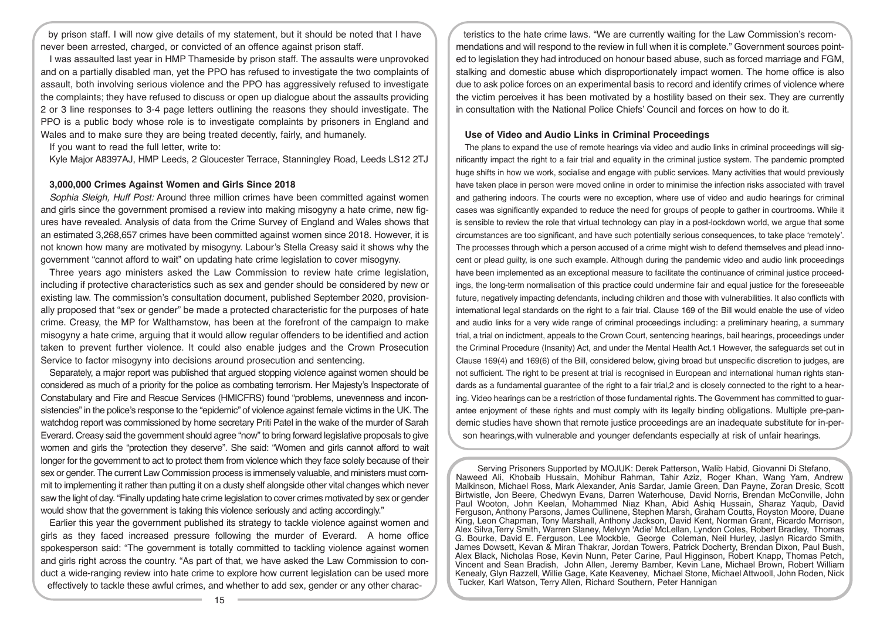by prison staff. I will now give details of my statement, but it should be noted that I have never been arrested, charged, or convicted of an offence against prison staff.

I was assaulted last year in HMP Thameside by prison staff. The assaults were unprovoked and on a partially disabled man, yet the PPO has refused to investigate the two complaints of assault, both involving serious violence and the PPO has aggressively refused to investigate the complaints; they have refused to discuss or open up dialogue about the assaults providing 2 or 3 line responses to 3-4 page letters outlining the reasons they should investigate. The PPO is a public body whose role is to investigate complaints by prisoners in England and Wales and to make sure they are being treated decently, fairly, and humanely.

If you want to read the full letter, write to:

Kyle Major A8397AJ, HMP Leeds, 2 Gloucester Terrace, Stanningley Road, Leeds LS12 2TJ

### 3,000,000 Crimes Against Women and Girls Since 2018

*Sophia Sleigh, Huff Post:* Around three million crimes have been committed against women and girls since the government promised a review into making misogyny a hate crime, new figures have revealed. Analysis of data from the Crime Survey of England and Wales shows that an estimated 3,268,657 crimes have been committed against women since 2018. However, it is not known how many are motivated by misogyny. Labour's Stella Creasy said it shows why the government "cannot afford to wait" on updating hate crime legislation to cover misogyny.

Three years ago ministers asked the Law Commission to review hate crime legislation, including if protective characteristics such as sex and gender should be considered by new or existing law. The commission's consultation document, published September 2020, provisionally proposed that "sex or gender" be made a protected characteristic for the purposes of hate crime. Creasy, the MP for Walthamstow, has been at the forefront of the campaign to make misogyny a hate crime, arguing that it would allow regular offenders to be identified and action taken to prevent further violence. It could also enable judges and the Crown Prosecution Service to factor misogyny into decisions around prosecution and sentencing.

Separately, a major report was published that argued stopping violence against women should be considered as much of a priority for the police as combating terrorism. Her Majesty's Inspectorate of Constabulary and Fire and Rescue Services (HMICFRS) found "problems, unevenness and inconsistencies" in the police's response to the "epidemic" of violence against female victims in the UK. The watchdog report was commissioned by home secretary Priti Patel in the wake of the murder of Sarah Everard. Creasy said the government should agree "now" to bring forward legislative proposals to give women and girls the "protection they deserve". She said: "Women and girls cannot afford to wait longer for the government to act to protect them from violence which they face solely because of their sex or gender. The current Law Commission process is immensely valuable, and ministers must commit to implementing it rather than putting it on a dusty shelf alongside other vital changes which never saw the light of day. "Finally updating hate crime legislation to cover crimes motivated by sex or gender would show that the government is taking this violence seriously and acting accordingly."

Earlier this year the government published its strategy to tackle violence against women and girls as they faced increased pressure following the murder of Everard. A home office spokesperson said: "The government is totally committed to tackling violence against women and girls right across the country. "As part of that, we have asked the Law Commission to conduct a wide-ranging review into hate crime to explore how current legislation can be used more effectively to tackle these awful crimes, and whether to add sex, gender or any other characteristics to the hate crime laws. "We are currently waiting for the Law Commission's recommendations and will respond to the review in full when it is complete." Government sources pointed to legislation they had introduced on honour based abuse, such as forced marriage and FGM, stalking and domestic abuse which disproportionately impact women. The home office is also due to ask police forces on an experimental basis to record and identify crimes of violence where the victim perceives it has been motivated by a hostility based on their sex. They are currently in consultation with the National Police Chiefs' Council and forces on how to do it.

### Use of Video and Audio Links in Criminal Proceedings

The plans to expand the use of remote hearings via video and audio links in criminal proceedings will significantly impact the right to a fair trial and equality in the criminal justice system. The pandemic prompted huge shifts in how we work, socialise and engage with public services. Many activities that would previously have taken place in person were moved online in order to minimise the infection risks associated with travel and gathering indoors. The courts were no exception, where use of video and audio hearings for criminal cases was significantly expanded to reduce the need for groups of people to gather in courtrooms. While it is sensible to review the role that virtual technology can play in a post-lockdown world, we argue that some circumstances are too significant, and have such potentially serious consequences, to take place 'remotely'. The processes through which a person accused of a crime might wish to defend themselves and plead innocent or plead guilty, is one such example. Although during the pandemic video and audio link proceedings have been implemented as an exceptional measure to facilitate the continuance of criminal justice proceedings, the long-term normalisation of this practice could undermine fair and equal justice for the foreseeable future, negatively impacting defendants, including children and those with vulnerabilities. It also conflicts with international legal standards on the right to a fair trial. Clause 169 of the Bill would enable the use of video and audio links for a very wide range of criminal proceedings including: a preliminary hearing, a summary trial, a trial on indictment, appeals to the Crown Court, sentencing hearings, bail hearings, proceedings under the Criminal Procedure (Insanity) Act, and under the Mental Health Act.1 However, the safeguards set out in Clause 169(4) and 169(6) of the Bill, considered below, giving broad but unspecific discretion to judges, are not sufficient. The right to be present at trial is recognised in European and international human rights standards as a fundamental guarantee of the right to a fair trial,2 and is closely connected to the right to a hearing. Video hearings can be a restriction of those fundamental rights. The Government has committed to guarantee enjoyment of these rights and must comply with its legally binding obligations. Multiple pre-pandemic studies have shown that remote justice proceedings are an inadequate substitute for in-person hearings,with vulnerable and younger defendants especially at risk of unfair hearings.

Serving Prisoners Supported by MOJUK: Derek Patterson, Walib Habid, Giovanni Di Stefano, Naweed Ali, Khobaib Hussain, Mohibur Rahman, Tahir Aziz, Roger Khan, Wang Yam, Andrew Malkinson, Michael Ross, Mark Alexander, Anis Sardar, Jamie Green, Dan Payne, Zoran Dresic, Scott Birtwistle, Jon Beere, Chedwyn Evans, Darren Waterhouse, David Norris, Brendan McConville, John Paul Wooton, John Keelan, Mohammed Niaz Khan, Abid Ashiq Hussain, Sharaz Yaqub, David Ferguson, Anthony Parsons, James Cullinene, Stephen Marsh, Graham Coutts, Royston Moore, Duane King, Leon Chapman, Tony Marshall, Anthony Jackson, David Kent, Norman Grant, Ricardo Morrison, Alex Silva,Terry Smith, Warren Slaney, Melvyn 'Adie' McLellan, Lyndon Coles, Robert Bradley, Thomas G. Bourke, David E. Ferguson, Lee Mockble, George Coleman, Neil Hurley, Jaslyn Ricardo Smith, James Dowsett, Kevan & Miran Thakrar, Jordan Towers, Patrick Docherty, Brendan Dixon, Paul Bush, Alex Black, Nicholas Rose, Kevin Nunn, Peter Carine, Paul Higginson, Robert Knapp, Thomas Petch, Vincent and Sean Bradish, John Allen, Jeremy Bamber, Kevin Lane, Michael Brown, Robert William Kenealy, Glyn Razzell, Willie Gage, Kate Keaveney, Michael Stone, Michael Attwooll, John Roden, Nick Tucker, Karl Watson, Terry Allen, Richard Southern, Peter Hannigan